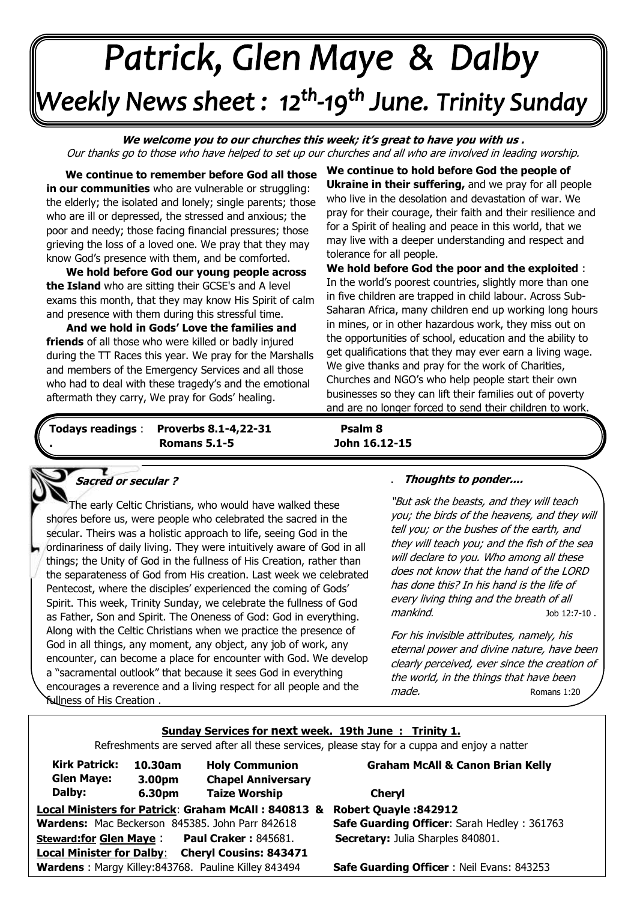# Patrick, Glen Maye & Dalby

## Weekly News sheet : 12th-19th June. Trinity Sunday

***We welcome you to our churches this week; it's great to have you with us .***
*Our thanks go to those who have helped to set up our churches and all who are involved in leading worship.*

**We continue to remember before God all those in our communities** who are vulnerable or struggling: the elderly; the isolated and lonely; single parents; those who are ill or depressed, the stressed and anxious; the poor and needy; those facing financial pressures; those grieving the loss of a loved one. We pray that they may know God's presence with them, and be comforted.

**We hold before God our young people across the Island** who are sitting their GCSE's and A level exams this month, that they may know His Spirit of calm and presence with them during this stressful time.

**And we hold in Gods' Love the families and friends** of all those who were killed or badly injured during the TT Races this year. We pray for the Marshalls and members of the Emergency Services and all those who had to deal with these tragedy's and the emotional aftermath they carry, We pray for Gods' healing.

**We continue to hold before God the people of Ukraine in their suffering,** and we pray for all people who live in the desolation and devastation of war. We pray for their courage, their faith and their resilience and for a Spirit of healing and peace in this world, that we may live with a deeper understanding and respect and tolerance for all people.

**We hold before God the poor and the exploited** : In the world's poorest countries, slightly more than one in five children are trapped in child labour. Across Sub-Saharan Africa, many children end up working long hours in mines, or in other hazardous work, they miss out on the opportunities of school, education and the ability to get qualifications that they may ever earn a living wage. We give thanks and pray for the work of Charities, Churches and NGO's who help people start their own businesses so they can lift their families out of poverty and are no longer forced to send their children to work.

**Todays readings** : **Proverbs 8.1-4,22-31** **Psalm 8**
**Romans 5.1-5** **John 16.12-15**

### *Sacred or secular ?*

The early Celtic Christians, who would have walked these shores before us, were people who celebrated the sacred in the secular. Theirs was a holistic approach to life, seeing God in the ordinariness of daily living. They were intuitively aware of God in all things; the Unity of God in the fullness of His Creation, rather than the separateness of God from His creation. Last week we celebrated Pentecost, where the disciples' experienced the coming of Gods' Spirit. This week, Trinity Sunday, we celebrate the fullness of God as Father, Son and Spirit. The Oneness of God: God in everything. Along with the Celtic Christians when we practice the presence of God in all things, any moment, any object, any job of work, any encounter, can become a place for encounter with God. We develop a "sacramental outlook" that because it sees God in everything encourages a reverence and a living respect for all people and the fullness of His Creation .

### *Thoughts to ponder....*

*"But ask the beasts, and they will teach you; the birds of the heavens, and they will tell you; or the bushes of the earth, and they will teach you; and the fish of the sea will declare to you. Who among all these does not know that the hand of the LORD has done this? In his hand is the life of every living thing and the breath of all mankind.* Job 12:7-10 .

*For his invisible attributes, namely, his eternal power and divine nature, have been clearly perceived, ever since the creation of the world, in the things that have been made.* Romans 1:20

**Sunday Services for next week. 19th June : Trinity 1.**

Refreshments are served after all these services, please stay for a cuppa and enjoy a natter

| | | | |
|---|---|---|---|
| **Kirk Patrick:** | **10.30am** | **Holy Communion** | **Graham McAll & Canon Brian Kelly** |
| **Glen Maye:** | **3.00pm** | **Chapel Anniversary** | |
| **Dalby:** | **6.30pm** | **Taize Worship** | **Cheryl** |

**Local Ministers for Patrick**: **Graham McAll : 840813 & Robert Quayle :842912**
**Wardens:** Mac Beckerson 845385. John Parr 842618 — **Safe Guarding Officer**: Sarah Hedley : 361763
**Steward:for Glen Maye** : **Paul Craker :** 845681. — **Secretary:** Julia Sharples 840801.
**Local Minister for Dalby**: **Cheryl Cousins: 843471**
**Wardens** : Margy Killey:843768. Pauline Killey 843494 — **Safe Guarding Officer** : Neil Evans: 843253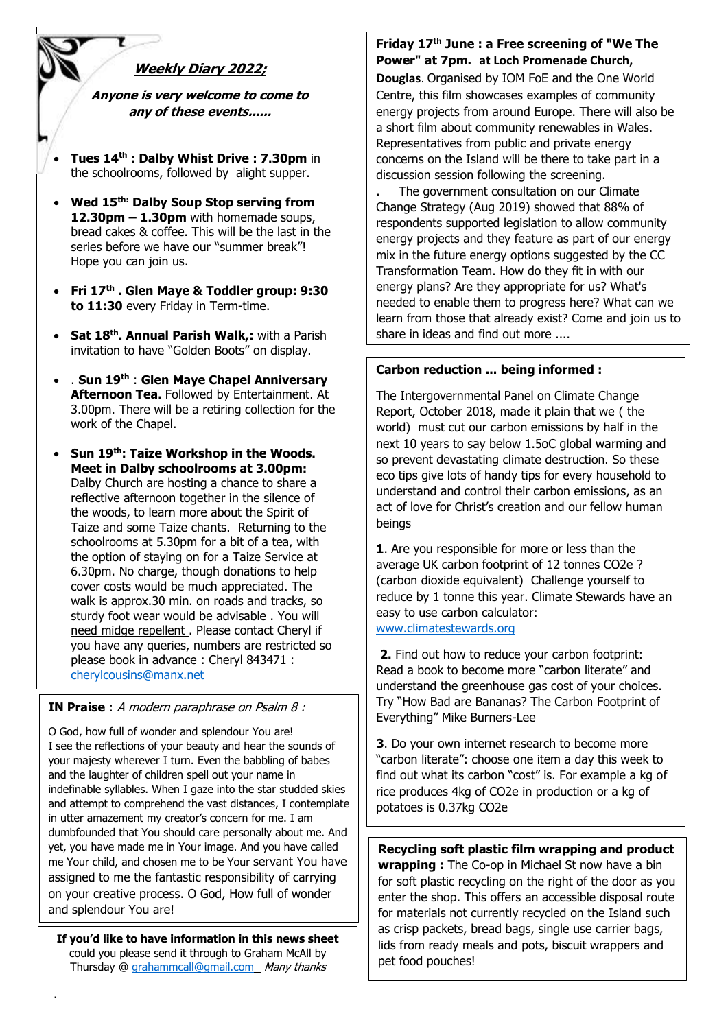## *Weekly Diary 2022;*

***Anyone is very welcome to come to any of these events……***

- **Tues 14th : Dalby Whist Drive : 7.30pm** in the schoolrooms, followed by alight supper.
- **Wed 15th: Dalby Soup Stop serving from 12.30pm – 1.30pm** with homemade soups, bread cakes & coffee. This will be the last in the series before we have our "summer break"! Hope you can join us.
- **Fri 17th . Glen Maye & Toddler group: 9:30 to 11:30** every Friday in Term-time.
- **Sat 18th. Annual Parish Walk,:** with a Parish invitation to have "Golden Boots" on display.
- . **Sun 19th** : **Glen Maye Chapel Anniversary Afternoon Tea.** Followed by Entertainment. At 3.00pm. There will be a retiring collection for the work of the Chapel.
- **Sun 19th: Taize Workshop in the Woods. Meet in Dalby schoolrooms at 3.00pm:** Dalby Church are hosting a chance to share a reflective afternoon together in the silence of the woods, to learn more about the Spirit of Taize and some Taize chants. Returning to the schoolrooms at 5.30pm for a bit of a tea, with the option of staying on for a Taize Service at 6.30pm. No charge, though donations to help cover costs would be much appreciated. The walk is approx.30 min. on roads and tracks, so sturdy foot wear would be advisable . You will need midge repellent . Please contact Cheryl if you have any queries, numbers are restricted so please book in advance : Cheryl 843471 : cherylcousins@manx.net

**IN Praise** : *A modern paraphrase on Psalm 8 :*

O God, how full of wonder and splendour You are! I see the reflections of your beauty and hear the sounds of your majesty wherever I turn. Even the babbling of babes and the laughter of children spell out your name in indefinable syllables. When I gaze into the star studded skies and attempt to comprehend the vast distances, I contemplate in utter amazement my creator's concern for me. I am dumbfounded that You should care personally about me. And yet, you have made me in Your image. And you have called me Your child, and chosen me to be Your servant You have assigned to me the fantastic responsibility of carrying on your creative process. O God, How full of wonder and splendour You are!

**If you'd like to have information in this news sheet** could you please send it through to Graham McAll by Thursday @ grahammcall@gmail.com *Many thanks*

**Friday 17th June : a Free screening of "We The Power" at 7pm. at Loch Promenade Church, Douglas**. Organised by IOM FoE and the One World Centre, this film showcases examples of community energy projects from around Europe. There will also be a short film about community renewables in Wales. Representatives from public and private energy concerns on the Island will be there to take part in a discussion session following the screening.

. The government consultation on our Climate Change Strategy (Aug 2019) showed that 88% of respondents supported legislation to allow community energy projects and they feature as part of our energy mix in the future energy options suggested by the CC Transformation Team. How do they fit in with our energy plans? Are they appropriate for us? What's needed to enable them to progress here? What can we learn from those that already exist? Come and join us to share in ideas and find out more ....

**Carbon reduction ... being informed :**

The Intergovernmental Panel on Climate Change Report, October 2018, made it plain that we ( the world) must cut our carbon emissions by half in the next 10 years to say below 1.5oC global warming and so prevent devastating climate destruction. So these eco tips give lots of handy tips for every household to understand and control their carbon emissions, as an act of love for Christ's creation and our fellow human beings

**1**. Are you responsible for more or less than the average UK carbon footprint of 12 tonnes CO2e ? (carbon dioxide equivalent) Challenge yourself to reduce by 1 tonne this year. Climate Stewards have an easy to use carbon calculator: www.climatestewards.org

**2.** Find out how to reduce your carbon footprint: Read a book to become more "carbon literate" and understand the greenhouse gas cost of your choices. Try "How Bad are Bananas? The Carbon Footprint of Everything" Mike Burners-Lee

**3**. Do your own internet research to become more "carbon literate": choose one item a day this week to find out what its carbon "cost" is. For example a kg of rice produces 4kg of CO2e in production or a kg of potatoes is 0.37kg CO2e

**Recycling soft plastic film wrapping and product wrapping :** The Co-op in Michael St now have a bin for soft plastic recycling on the right of the door as you enter the shop. This offers an accessible disposal route for materials not currently recycled on the Island such as crisp packets, bread bags, single use carrier bags, lids from ready meals and pots, biscuit wrappers and pet food pouches!